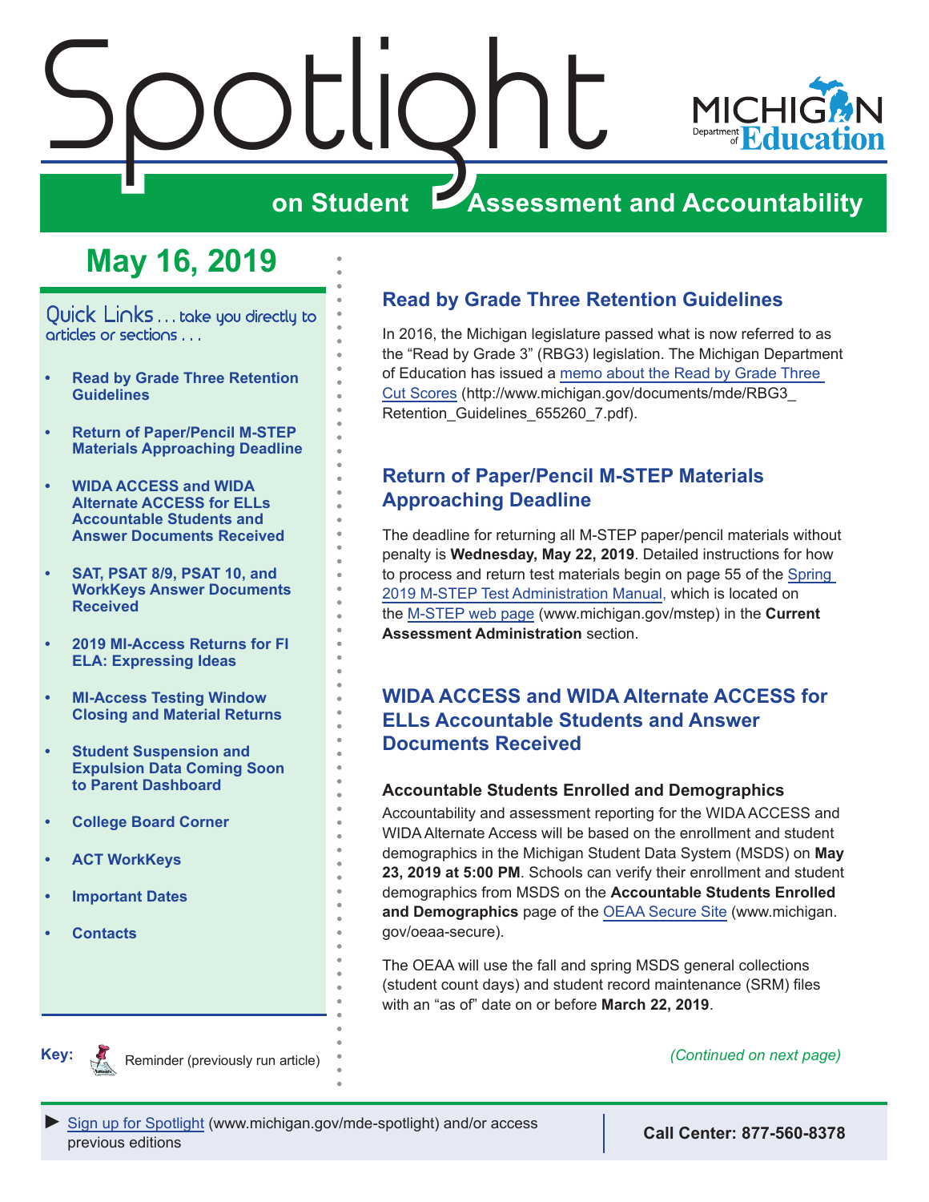# Spotlight on Student Assessment and Accountability

Michigan Department of Education

## May 16, 2019

Quick Links . . . take you directly to articles or sections . . .

- **Read by Grade Three Retention Guidelines**
- **Return of Paper/Pencil M-STEP Materials Approaching Deadline**
- **WIDA ACCESS and WIDA Alternate ACCESS for ELLs Accountable Students and Answer Documents Received**
- **SAT, PSAT 8/9, PSAT 10, and WorkKeys Answer Documents Received**
- **2019 MI-Access Returns for FI ELA: Expressing Ideas**
- **MI-Access Testing Window Closing and Material Returns**
- **Student Suspension and Expulsion Data Coming Soon to Parent Dashboard**
- **College Board Corner**
- **ACT WorkKeys**
- **Important Dates**
- **Contacts**

**Key:** Reminder (previously run article)

## Read by Grade Three Retention Guidelines

In 2016, the Michigan legislature passed what is now referred to as the "Read by Grade 3" (RBG3) legislation. The Michigan Department of Education has issued a memo about the Read by Grade Three Cut Scores (http://www.michigan.gov/documents/mde/RBG3_Retention_Guidelines_655260_7.pdf).

## Return of Paper/Pencil M-STEP Materials Approaching Deadline

The deadline for returning all M-STEP paper/pencil materials without penalty is **Wednesday, May 22, 2019**. Detailed instructions for how to process and return test materials begin on page 55 of the Spring 2019 M-STEP Test Administration Manual, which is located on the M-STEP web page (www.michigan.gov/mstep) in the **Current Assessment Administration** section.

## WIDA ACCESS and WIDA Alternate ACCESS for ELLs Accountable Students and Answer Documents Received

### Accountable Students Enrolled and Demographics

Accountability and assessment reporting for the WIDA ACCESS and WIDA Alternate Access will be based on the enrollment and student demographics in the Michigan Student Data System (MSDS) on **May 23, 2019 at 5:00 PM**. Schools can verify their enrollment and student demographics from MSDS on the **Accountable Students Enrolled and Demographics** page of the OEAA Secure Site (www.michigan.gov/oeaa-secure).

The OEAA will use the fall and spring MSDS general collections (student count days) and student record maintenance (SRM) files with an "as of" date on or before **March 22, 2019**.

*(Continued on next page)*

► Sign up for Spotlight (www.michigan.gov/mde-spotlight) and/or access previous editions

**Call Center: 877-560-8378**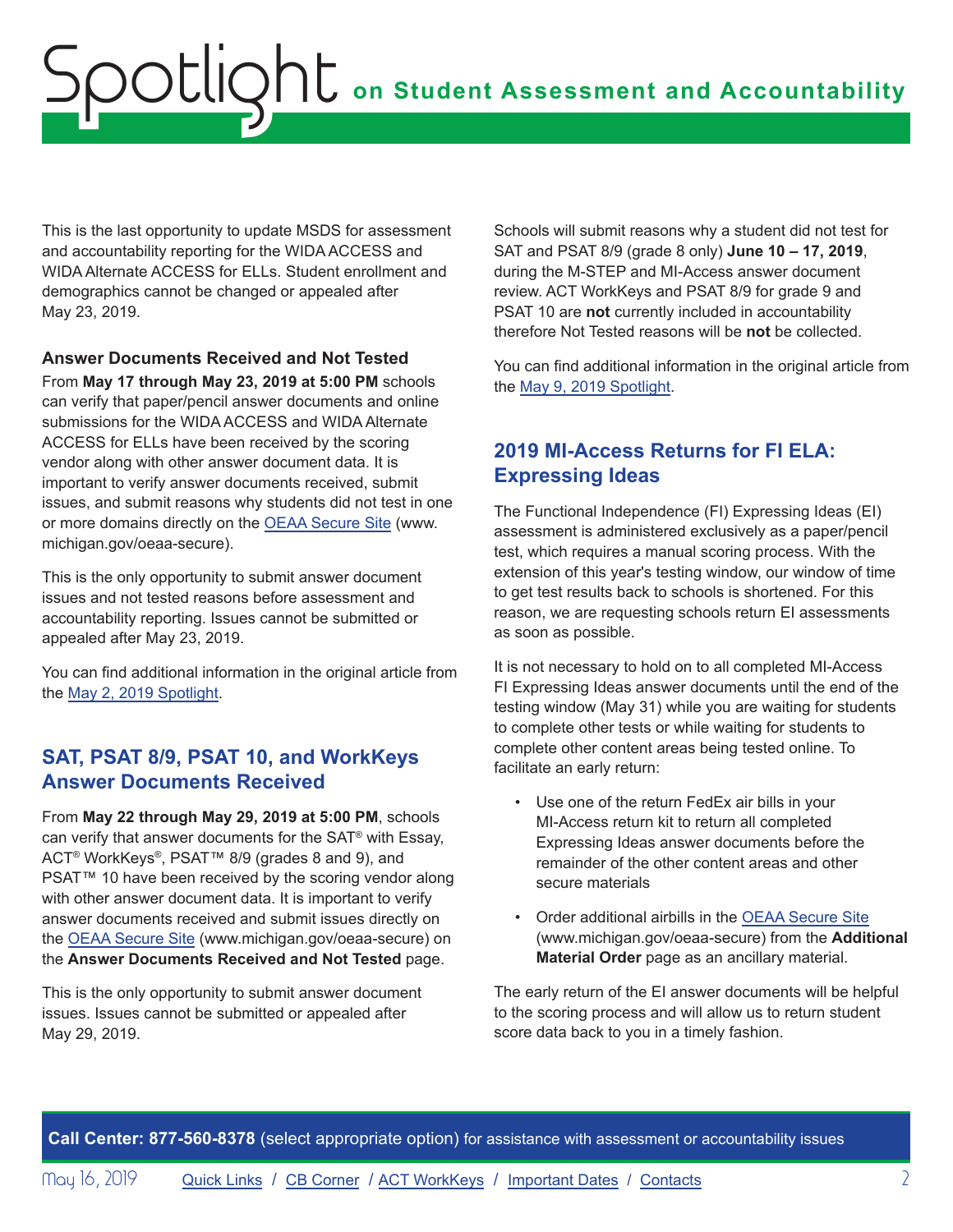This is the last opportunity to update MSDS for assessment and accountability reporting for the WIDA ACCESS and WIDA Alternate ACCESS for ELLs. Student enrollment and demographics cannot be changed or appealed after May 23, 2019.

### Answer Documents Received and Not Tested

From **May 17 through May 23, 2019 at 5:00 PM** schools can verify that paper/pencil answer documents and online submissions for the WIDA ACCESS and WIDA Alternate ACCESS for ELLs have been received by the scoring vendor along with other answer document data. It is important to verify answer documents received, submit issues, and submit reasons why students did not test in one or more domains directly on the [OEAA Secure Site](www.michigan.gov/oeaa-secure) (www.michigan.gov/oeaa-secure).

This is the only opportunity to submit answer document issues and not tested reasons before assessment and accountability reporting. Issues cannot be submitted or appealed after May 23, 2019.

You can find additional information in the original article from the [May 2, 2019 Spotlight](#).

## SAT, PSAT 8/9, PSAT 10, and WorkKeys Answer Documents Received

From **May 22 through May 29, 2019 at 5:00 PM**, schools can verify that answer documents for the SAT® with Essay, ACT® WorkKeys®, PSAT™ 8/9 (grades 8 and 9), and PSAT™ 10 have been received by the scoring vendor along with other answer document data. It is important to verify answer documents received and submit issues directly on the [OEAA Secure Site](www.michigan.gov/oeaa-secure) (www.michigan.gov/oeaa-secure) on the **Answer Documents Received and Not Tested** page.

This is the only opportunity to submit answer document issues. Issues cannot be submitted or appealed after May 29, 2019.

Schools will submit reasons why a student did not test for SAT and PSAT 8/9 (grade 8 only) **June 10 – 17, 2019**, during the M-STEP and MI-Access answer document review. ACT WorkKeys and PSAT 8/9 for grade 9 and PSAT 10 are **not** currently included in accountability therefore Not Tested reasons will be **not** be collected.

You can find additional information in the original article from the [May 9, 2019 Spotlight](#).

## 2019 MI-Access Returns for FI ELA: Expressing Ideas

The Functional Independence (FI) Expressing Ideas (EI) assessment is administered exclusively as a paper/pencil test, which requires a manual scoring process. With the extension of this year's testing window, our window of time to get test results back to schools is shortened. For this reason, we are requesting schools return EI assessments as soon as possible.

It is not necessary to hold on to all completed MI-Access FI Expressing Ideas answer documents until the end of the testing window (May 31) while you are waiting for students to complete other tests or while waiting for students to complete other content areas being tested online. To facilitate an early return:

- Use one of the return FedEx air bills in your MI-Access return kit to return all completed Expressing Ideas answer documents before the remainder of the other content areas and other secure materials
- Order additional airbills in the [OEAA Secure Site](www.michigan.gov/oeaa-secure) (www.michigan.gov/oeaa-secure) from the **Additional Material Order** page as an ancillary material.

The early return of the EI answer documents will be helpful to the scoring process and will allow us to return student score data back to you in a timely fashion.

**Call Center: 877-560-8378** (select appropriate option) for assistance with assessment or accountability issues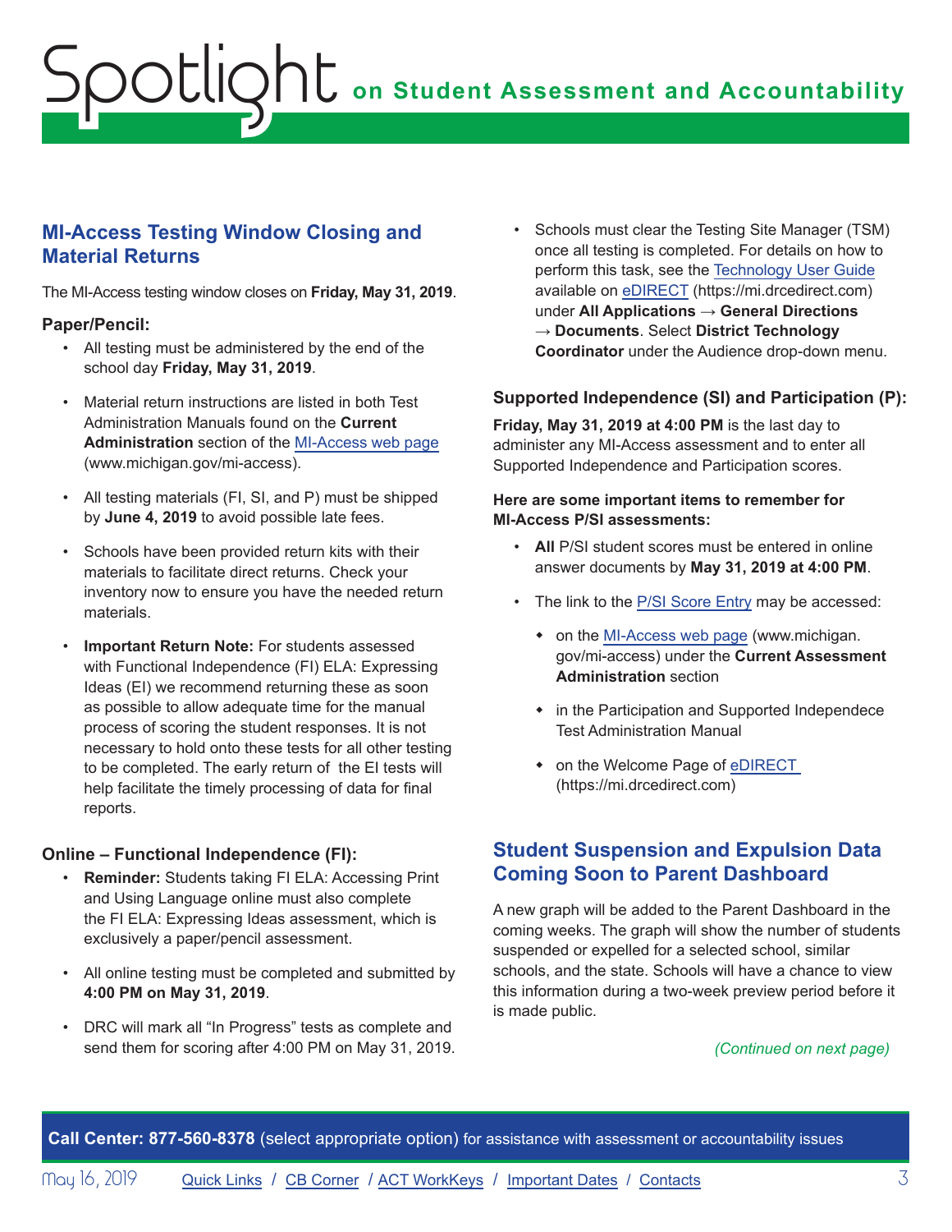## MI-Access Testing Window Closing and Material Returns

The MI-Access testing window closes on **Friday, May 31, 2019**.

### Paper/Pencil:

- All testing must be administered by the end of the school day **Friday, May 31, 2019**.
- Material return instructions are listed in both Test Administration Manuals found on the **Current Administration** section of the MI-Access web page (www.michigan.gov/mi-access).
- All testing materials (FI, SI, and P) must be shipped by **June 4, 2019** to avoid possible late fees.
- Schools have been provided return kits with their materials to facilitate direct returns. Check your inventory now to ensure you have the needed return materials.
- **Important Return Note:** For students assessed with Functional Independence (FI) ELA: Expressing Ideas (EI) we recommend returning these as soon as possible to allow adequate time for the manual process of scoring the student responses. It is not necessary to hold onto these tests for all other testing to be completed. The early return of the EI tests will help facilitate the timely processing of data for final reports.

### Online – Functional Independence (FI):

- **Reminder:** Students taking FI ELA: Accessing Print and Using Language online must also complete the FI ELA: Expressing Ideas assessment, which is exclusively a paper/pencil assessment.
- All online testing must be completed and submitted by **4:00 PM on May 31, 2019**.
- DRC will mark all "In Progress" tests as complete and send them for scoring after 4:00 PM on May 31, 2019.
- Schools must clear the Testing Site Manager (TSM) once all testing is completed. For details on how to perform this task, see the Technology User Guide available on eDIRECT (https://mi.drcedirect.com) under **All Applications → General Directions → Documents**. Select **District Technology Coordinator** under the Audience drop-down menu.

### Supported Independence (SI) and Participation (P):

**Friday, May 31, 2019 at 4:00 PM** is the last day to administer any MI-Access assessment and to enter all Supported Independence and Participation scores.

**Here are some important items to remember for MI-Access P/SI assessments:**

- **All** P/SI student scores must be entered in online answer documents by **May 31, 2019 at 4:00 PM**.
- The link to the P/SI Score Entry may be accessed:
  - on the MI-Access web page (www.michigan.gov/mi-access) under the **Current Assessment Administration** section
  - in the Participation and Supported Independece Test Administration Manual
  - on the Welcome Page of eDIRECT (https://mi.drcedirect.com)

## Student Suspension and Expulsion Data Coming Soon to Parent Dashboard

A new graph will be added to the Parent Dashboard in the coming weeks. The graph will show the number of students suspended or expelled for a selected school, similar schools, and the state. Schools will have a chance to view this information during a two-week preview period before it is made public.

*(Continued on next page)*

**Call Center: 877-560-8378** (select appropriate option) for assistance with assessment or accountability issues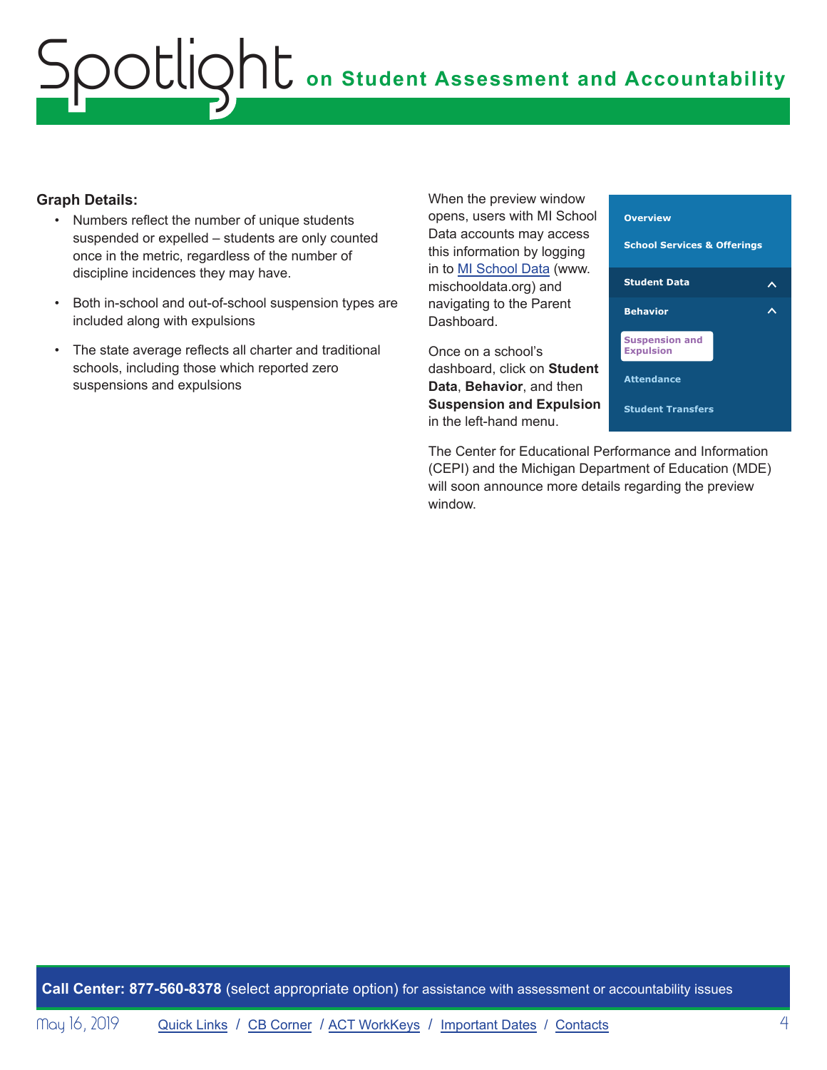**Graph Details:**

- Numbers reflect the number of unique students suspended or expelled – students are only counted once in the metric, regardless of the number of discipline incidences they may have.
- Both in-school and out-of-school suspension types are included along with expulsions
- The state average reflects all charter and traditional schools, including those which reported zero suspensions and expulsions

When the preview window opens, users with MI School Data accounts may access this information by logging in to MI School Data (www.mischooldata.org) and navigating to the Parent Dashboard.

Once on a school's dashboard, click on **Student Data**, **Behavior**, and then **Suspension and Expulsion** in the left-hand menu.

Overview
School Services & Offerings
Student Data
Behavior
Suspension and Expulsion
Attendance
Student Transfers

The Center for Educational Performance and Information (CEPI) and the Michigan Department of Education (MDE) will soon announce more details regarding the preview window.

**Call Center: 877-560-8378** (select appropriate option) for assistance with assessment or accountability issues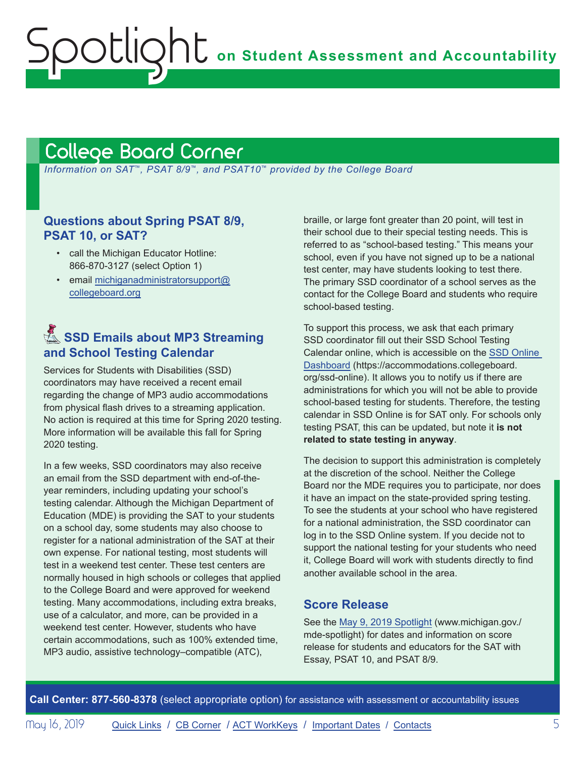## College Board Corner

*Information on SAT™, PSAT 8/9™, and PSAT10™ provided by the College Board*

### Questions about Spring PSAT 8/9, PSAT 10, or SAT?

- call the Michigan Educator Hotline: 866-870-3127 (select Option 1)
- email michiganadministratorsupport@collegeboard.org

### SSD Emails about MP3 Streaming and School Testing Calendar

Services for Students with Disabilities (SSD) coordinators may have received a recent email regarding the change of MP3 audio accommodations from physical flash drives to a streaming application. No action is required at this time for Spring 2020 testing. More information will be available this fall for Spring 2020 testing.

In a few weeks, SSD coordinators may also receive an email from the SSD department with end-of-the-year reminders, including updating your school's testing calendar. Although the Michigan Department of Education (MDE) is providing the SAT to your students on a school day, some students may also choose to register for a national administration of the SAT at their own expense. For national testing, most students will test in a weekend test center. These test centers are normally housed in high schools or colleges that applied to the College Board and were approved for weekend testing. Many accommodations, including extra breaks, use of a calculator, and more, can be provided in a weekend test center. However, students who have certain accommodations, such as 100% extended time, MP3 audio, assistive technology–compatible (ATC), braille, or large font greater than 20 point, will test in their school due to their special testing needs. This is referred to as "school-based testing." This means your school, even if you have not signed up to be a national test center, may have students looking to test there. The primary SSD coordinator of a school serves as the contact for the College Board and students who require school-based testing.

To support this process, we ask that each primary SSD coordinator fill out their SSD School Testing Calendar online, which is accessible on the SSD Online Dashboard (https://accommodations.collegeboard.org/ssd-online). It allows you to notify us if there are administrations for which you will not be able to provide school-based testing for students. Therefore, the testing calendar in SSD Online is for SAT only. For schools only testing PSAT, this can be updated, but note it **is not related to state testing in anyway**.

The decision to support this administration is completely at the discretion of the school. Neither the College Board nor the MDE requires you to participate, nor does it have an impact on the state-provided spring testing. To see the students at your school who have registered for a national administration, the SSD coordinator can log in to the SSD Online system. If you decide not to support the national testing for your students who need it, College Board will work with students directly to find another available school in the area.

### Score Release

See the May 9, 2019 Spotlight (www.michigan.gov./mde-spotlight) for dates and information on score release for students and educators for the SAT with Essay, PSAT 10, and PSAT 8/9.

**Call Center: 877-560-8378** (select appropriate option) for assistance with assessment or accountability issues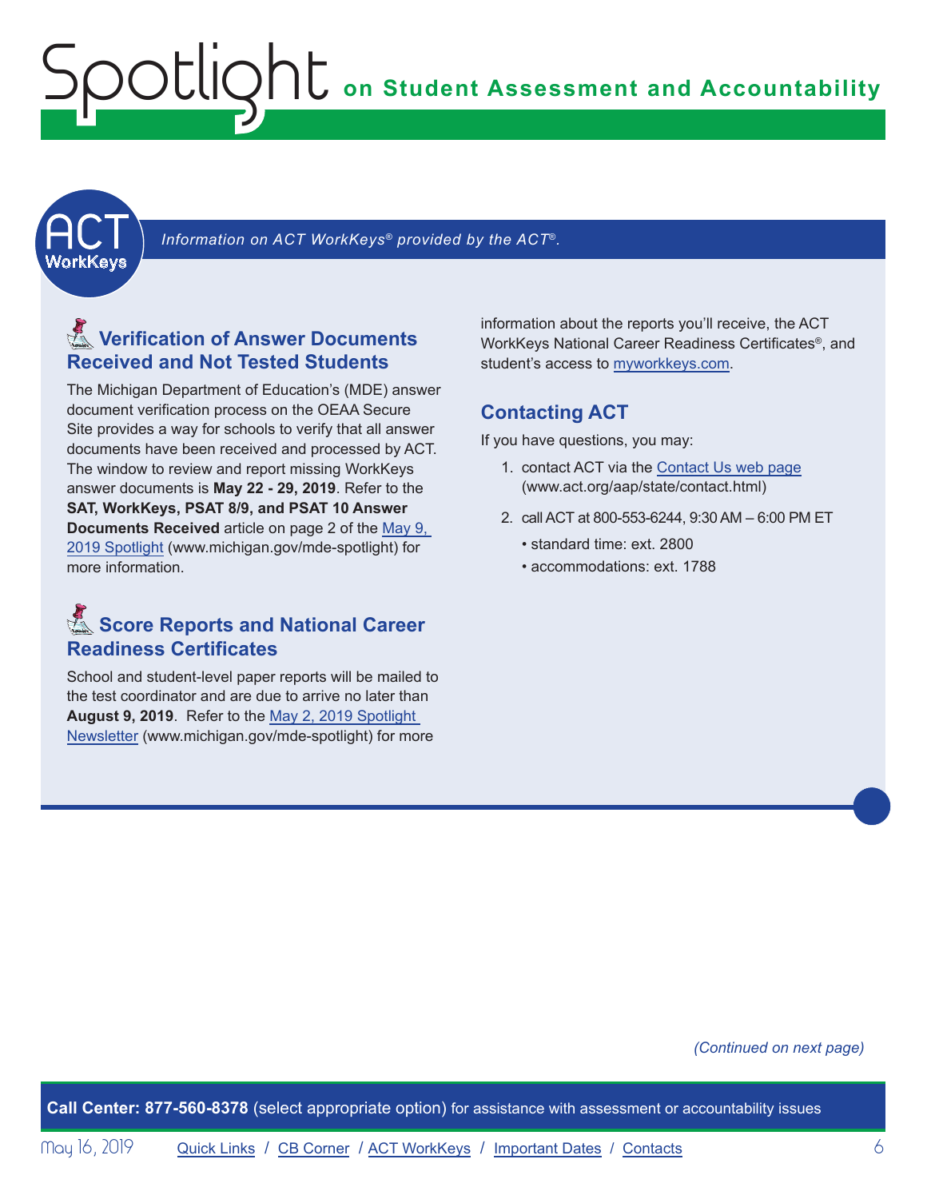## ACT WorkKeys

*Information on ACT WorkKeys® provided by the ACT®.*

### Verification of Answer Documents Received and Not Tested Students

The Michigan Department of Education's (MDE) answer document verification process on the OEAA Secure Site provides a way for schools to verify that all answer documents have been received and processed by ACT. The window to review and report missing WorkKeys answer documents is **May 22 - 29, 2019**. Refer to the **SAT, WorkKeys, PSAT 8/9, and PSAT 10 Answer Documents Received** article on page 2 of the May 9, 2019 Spotlight (www.michigan.gov/mde-spotlight) for more information.

### Score Reports and National Career Readiness Certificates

School and student-level paper reports will be mailed to the test coordinator and are due to arrive no later than **August 9, 2019**. Refer to the May 2, 2019 Spotlight Newsletter (www.michigan.gov/mde-spotlight) for more information about the reports you'll receive, the ACT WorkKeys National Career Readiness Certificates®, and student's access to myworkkeys.com.

### Contacting ACT

If you have questions, you may:

1. contact ACT via the Contact Us web page (www.act.org/aap/state/contact.html)
2. call ACT at 800-553-6244, 9:30 AM – 6:00 PM ET
   - standard time: ext. 2800
   - accommodations: ext. 1788

*(Continued on next page)*

**Call Center: 877-560-8378** (select appropriate option) for assistance with assessment or accountability issues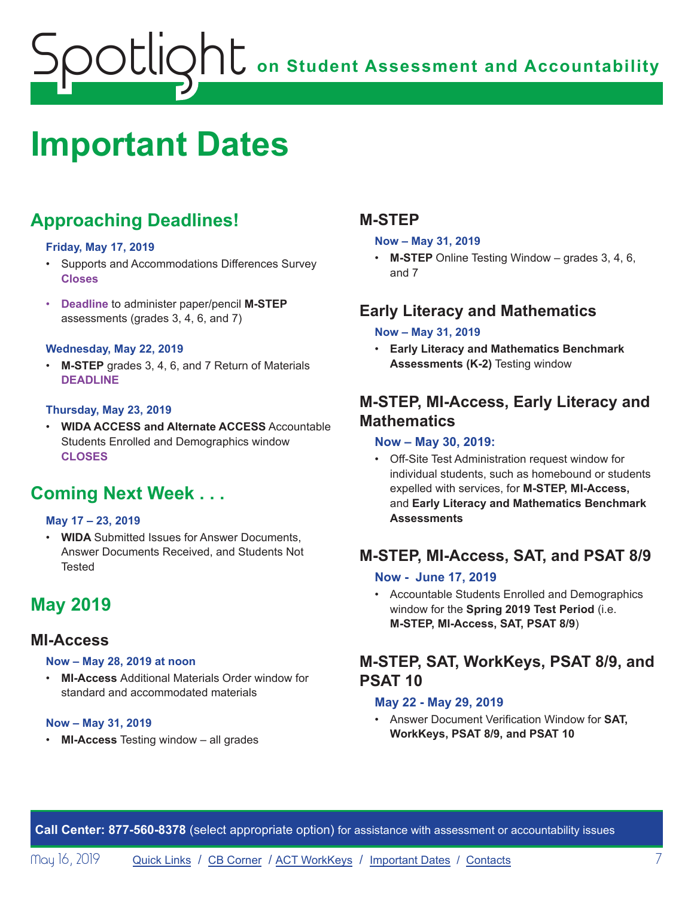# Important Dates

## Approaching Deadlines!

#### Friday, May 17, 2019

- Supports and Accommodations Differences Survey **Closes**
- **Deadline** to administer paper/pencil **M-STEP** assessments (grades 3, 4, 6, and 7)

#### Wednesday, May 22, 2019

- **M-STEP** grades 3, 4, 6, and 7 Return of Materials **DEADLINE**

#### Thursday, May 23, 2019

- **WIDA ACCESS and Alternate ACCESS** Accountable Students Enrolled and Demographics window **CLOSES**

## Coming Next Week . . .

#### May 17 – 23, 2019

- **WIDA** Submitted Issues for Answer Documents, Answer Documents Received, and Students Not Tested

## May 2019

### MI-Access

#### Now – May 28, 2019 at noon

- **MI-Access** Additional Materials Order window for standard and accommodated materials

#### Now – May 31, 2019

- **MI-Access** Testing window – all grades

### M-STEP

#### Now – May 31, 2019

- **M-STEP** Online Testing Window – grades 3, 4, 6, and 7

### Early Literacy and Mathematics

#### Now – May 31, 2019

- **Early Literacy and Mathematics Benchmark Assessments (K-2)** Testing window

### M-STEP, MI-Access, Early Literacy and Mathematics

#### Now – May 30, 2019:

- Off-Site Test Administration request window for individual students, such as homebound or students expelled with services, for **M-STEP, MI-Access,** and **Early Literacy and Mathematics Benchmark Assessments**

### M-STEP, MI-Access, SAT, and PSAT 8/9

#### Now - June 17, 2019

- Accountable Students Enrolled and Demographics window for the **Spring 2019 Test Period** (i.e. **M-STEP, MI-Access, SAT, PSAT 8/9**)

### M-STEP, SAT, WorkKeys, PSAT 8/9, and PSAT 10

#### May 22 - May 29, 2019

- Answer Document Verification Window for **SAT, WorkKeys, PSAT 8/9, and PSAT 10**

**Call Center: 877-560-8378** (select appropriate option) for assistance with assessment or accountability issues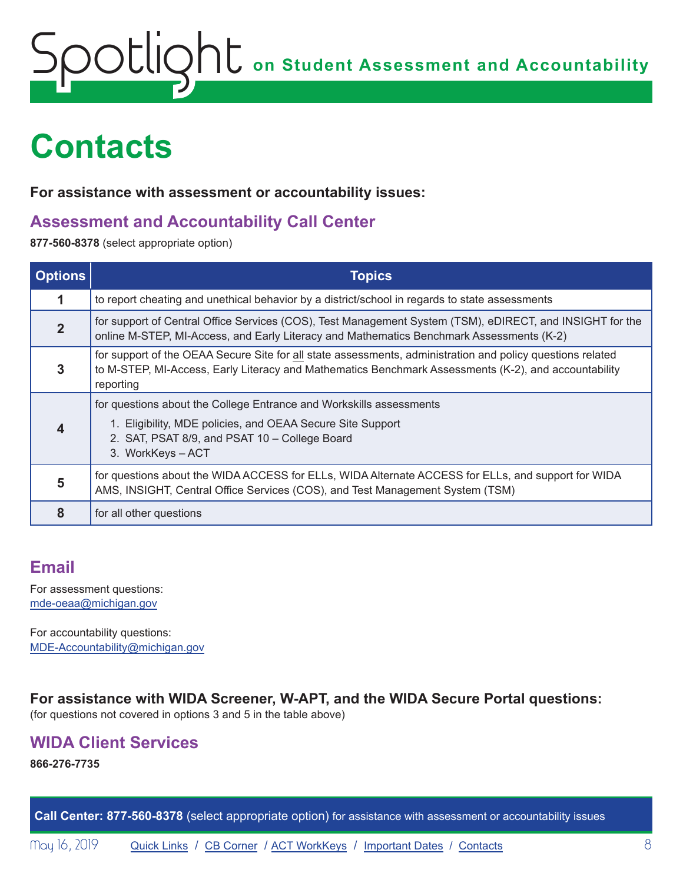# Contacts

**For assistance with assessment or accountability issues:**

## Assessment and Accountability Call Center

**877-560-8378** (select appropriate option)

| Options | Topics |
|---|---|
| **1** | to report cheating and unethical behavior by a district/school in regards to state assessments |
| **2** | for support of Central Office Services (COS), Test Management System (TSM), eDIRECT, and INSIGHT for the online M-STEP, MI-Access, and Early Literacy and Mathematics Benchmark Assessments (K-2) |
| **3** | for support of the OEAA Secure Site for all state assessments, administration and policy questions related to M-STEP, MI-Access, Early Literacy and Mathematics Benchmark Assessments (K-2), and accountability reporting |
| **4** | for questions about the College Entrance and Workskills assessments<br>1. Eligibility, MDE policies, and OEAA Secure Site Support<br>2. SAT, PSAT 8/9, and PSAT 10 – College Board<br>3. WorkKeys – ACT |
| **5** | for questions about the WIDA ACCESS for ELLs, WIDA Alternate ACCESS for ELLs, and support for WIDA AMS, INSIGHT, Central Office Services (COS), and Test Management System (TSM) |
| **8** | for all other questions |

## Email

For assessment questions:
mde-oeaa@michigan.gov

For accountability questions:
MDE-Accountability@michigan.gov

**For assistance with WIDA Screener, W-APT, and the WIDA Secure Portal questions:**
(for questions not covered in options 3 and 5 in the table above)

## WIDA Client Services

**866-276-7735**

**Call Center: 877-560-8378** (select appropriate option) for assistance with assessment or accountability issues